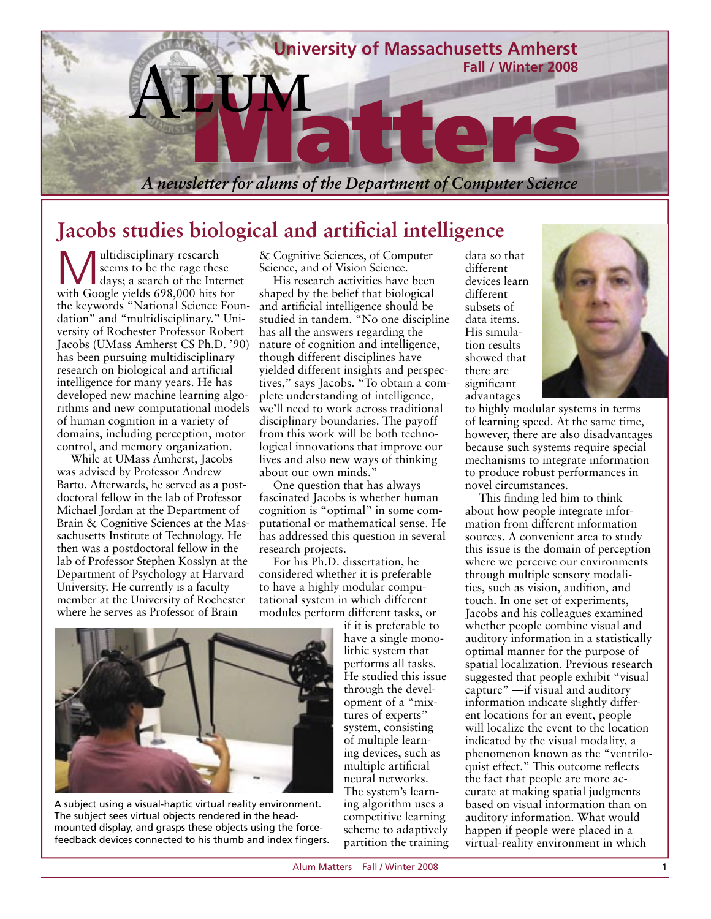# Alum Matters

**University of Massachusetts Amherst**
**Fall / Winter 2008**

*A newsletter for alums of the Department of Computer Science*

## Jacobs studies biological and artificial intelligence

Multidisciplinary research seems to be the rage these days; a search of the Internet with Google yields 698,000 hits for the keywords "National Science Foundation" and "multidisciplinary." University of Rochester Professor Robert Jacobs (UMass Amherst CS Ph.D. '90) has been pursuing multidisciplinary research on biological and artificial intelligence for many years. He has developed new machine learning algorithms and new computational models of human cognition in a variety of domains, including perception, motor control, and memory organization.

While at UMass Amherst, Jacobs was advised by Professor Andrew Barto. Afterwards, he served as a postdoctoral fellow in the lab of Professor Michael Jordan at the Department of Brain & Cognitive Sciences at the Massachusetts Institute of Technology. He then was a postdoctoral fellow in the lab of Professor Stephen Kosslyn at the Department of Psychology at Harvard University. He currently is a faculty member at the University of Rochester where he serves as Professor of Brain & Cognitive Sciences, of Computer Science, and of Vision Science.

His research activities have been shaped by the belief that biological and artificial intelligence should be studied in tandem. "No one discipline has all the answers regarding the nature of cognition and intelligence, though different disciplines have yielded different insights and perspectives," says Jacobs. "To obtain a complete understanding of intelligence, we'll need to work across traditional disciplinary boundaries. The payoff from this work will be both technological innovations that improve our lives and also new ways of thinking about our own minds."

One question that has always fascinated Jacobs is whether human cognition is "optimal" in some computational or mathematical sense. He has addressed this question in several research projects.

For his Ph.D. dissertation, he considered whether it is preferable to have a highly modular computational system in which different modules perform different tasks, or if it is preferable to have a single monolithic system that performs all tasks. He studied this issue through the development of a "mixtures of experts" system, consisting of multiple learning devices, such as multiple artificial neural networks. The system's learning algorithm uses a competitive learning scheme to adaptively partition the training data so that different devices learn different subsets of data items. His simulation results showed that there are significant advantages to highly modular systems in terms of learning speed. At the same time, however, there are also disadvantages because such systems require special mechanisms to integrate information to produce robust performances in novel circumstances.

A subject using a visual-haptic virtual reality environment. The subject sees virtual objects rendered in the head-mounted display, and grasps these objects using the force-feedback devices connected to his thumb and index fingers.

This finding led him to think about how people integrate information from different information sources. A convenient area to study this issue is the domain of perception where we perceive our environments through multiple sensory modalities, such as vision, audition, and touch. In one set of experiments, Jacobs and his colleagues examined whether people combine visual and auditory information in a statistically optimal manner for the purpose of spatial localization. Previous research suggested that people exhibit "visual capture" —if visual and auditory information indicate slightly different locations for an event, people will localize the event to the location indicated by the visual modality, a phenomenon known as the "ventriloquist effect." This outcome reflects the fact that people are more accurate at making spatial judgments based on visual information than on auditory information. What would happen if people were placed in a virtual-reality environment in which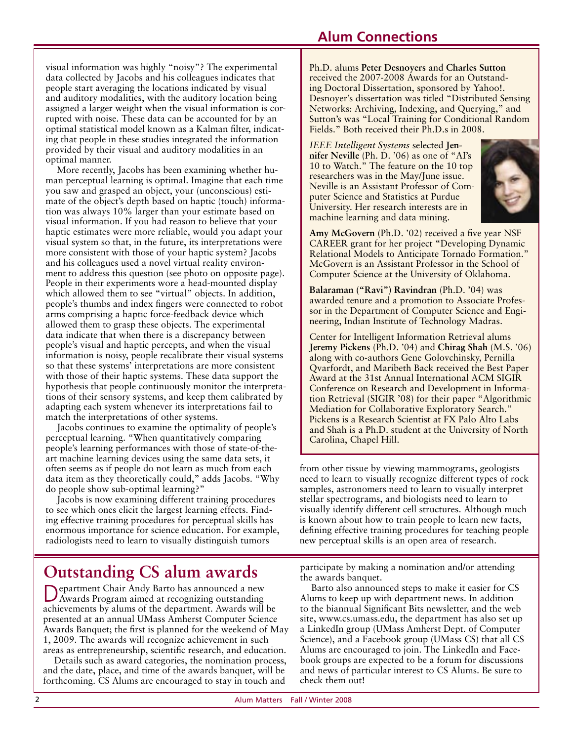visual information was highly "noisy"? The experimental data collected by Jacobs and his colleagues indicates that people start averaging the locations indicated by visual and auditory modalities, with the auditory location being assigned a larger weight when the visual information is corrupted with noise. These data can be accounted for by an optimal statistical model known as a Kalman filter, indicating that people in these studies integrated the information provided by their visual and auditory modalities in an optimal manner.

More recently, Jacobs has been examining whether human perceptual learning is optimal. Imagine that each time you saw and grasped an object, your (unconscious) estimate of the object's depth based on haptic (touch) information was always 10% larger than your estimate based on visual information. If you had reason to believe that your haptic estimates were more reliable, would you adapt your visual system so that, in the future, its interpretations were more consistent with those of your haptic system? Jacobs and his colleagues used a novel virtual reality environment to address this question (see photo on opposite page). People in their experiments wore a head-mounted display which allowed them to see "virtual" objects. In addition, people's thumbs and index fingers were connected to robot arms comprising a haptic force-feedback device which allowed them to grasp these objects. The experimental data indicate that when there is a discrepancy between people's visual and haptic percepts, and when the visual information is noisy, people recalibrate their visual systems so that these systems' interpretations are more consistent with those of their haptic systems. These data support the hypothesis that people continuously monitor the interpretations of their sensory systems, and keep them calibrated by adapting each system whenever its interpretations fail to match the interpretations of other systems.

Jacobs continues to examine the optimality of people's perceptual learning. "When quantitatively comparing people's learning performances with those of state-of-the-art machine learning devices using the same data sets, it often seems as if people do not learn as much from each data item as they theoretically could," adds Jacobs. "Why do people show sub-optimal learning?"

Jacobs is now examining different training procedures to see which ones elicit the largest learning effects. Finding effective training procedures for perceptual skills has enormous importance for science education. For example, radiologists need to learn to visually distinguish tumors from other tissue by viewing mammograms, geologists need to learn to visually recognize different types of rock samples, astronomers need to learn to visually interpret stellar spectrograms, and biologists need to learn to visually identify different cell structures. Although much is known about how to train people to learn new facts, defining effective training procedures for teaching people new perceptual skills is an open area of research.

## Alum Connections

Ph.D. alums **Peter Desnoyers** and **Charles Sutton** received the 2007-2008 Awards for an Outstanding Doctoral Dissertation, sponsored by Yahoo!. Desnoyer's dissertation was titled "Distributed Sensing Networks: Archiving, Indexing, and Querying," and Sutton's was "Local Training for Conditional Random Fields." Both received their Ph.D.s in 2008.

*IEEE Intelligent Systems* selected **Jennifer Neville** (Ph. D. '06) as one of "AI's 10 to Watch." The feature on the 10 top researchers was in the May/June issue. Neville is an Assistant Professor of Computer Science and Statistics at Purdue University. Her research interests are in machine learning and data mining.

**Amy McGovern** (Ph.D. '02) received a five year NSF CAREER grant for her project "Developing Dynamic Relational Models to Anticipate Tornado Formation." McGovern is an Assistant Professor in the School of Computer Science at the University of Oklahoma.

**Balaraman ("Ravi") Ravindran** (Ph.D. '04) was awarded tenure and a promotion to Associate Professor in the Department of Computer Science and Engineering, Indian Institute of Technology Madras.

Center for Intelligent Information Retrieval alums **Jeremy Pickens** (Ph.D. '04) and **Chirag Shah** (M.S. '06) along with co-authors Gene Golovchinsky, Pernilla Qvarfordt, and Maribeth Back received the Best Paper Award at the 31st Annual International ACM SIGIR Conference on Research and Development in Information Retrieval (SIGIR '08) for their paper "Algorithmic Mediation for Collaborative Exploratory Search." Pickens is a Research Scientist at FX Palo Alto Labs and Shah is a Ph.D. student at the University of North Carolina, Chapel Hill.

# Outstanding CS alum awards

Department Chair Andy Barto has announced a new Awards Program aimed at recognizing outstanding achievements by alums of the department. Awards will be presented at an annual UMass Amherst Computer Science Awards Banquet; the first is planned for the weekend of May 1, 2009. The awards will recognize achievement in such areas as entrepreneurship, scientific research, and education.

Details such as award categories, the nomination process, and the date, place, and time of the awards banquet, will be forthcoming. CS Alums are encouraged to stay in touch and participate by making a nomination and/or attending the awards banquet.

Barto also announced steps to make it easier for CS Alums to keep up with department news. In addition to the biannual Significant Bits newsletter, and the web site, www.cs.umass.edu, the department has also set up a LinkedIn group (UMass Amherst Dept. of Computer Science), and a Facebook group (UMass CS) that all CS Alums are encouraged to join. The LinkedIn and Facebook groups are expected to be a forum for discussions and news of particular interest to CS Alums. Be sure to check them out!